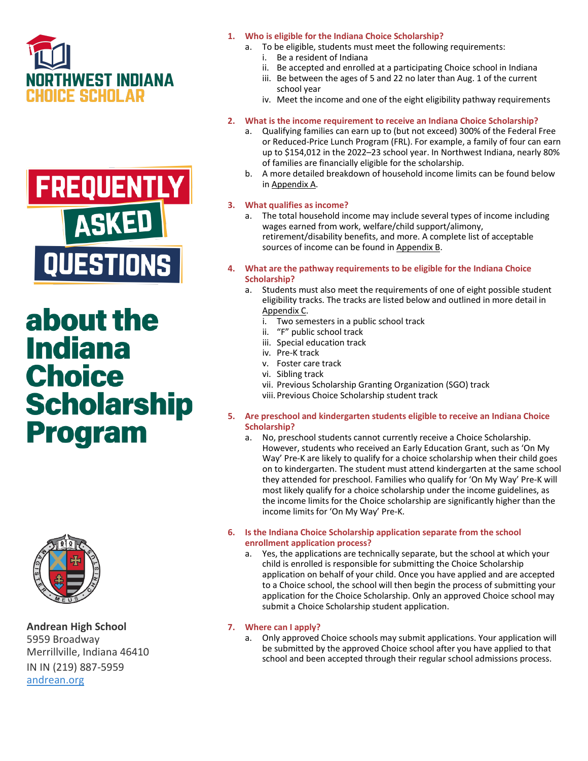# NORTHWEST INDIANA CHOICE SCHOLAR

# FREQUENTLY ASKED QUESTIONS about the Indiana Choice Scholarship Program

**Andrean High School**
5959 Broadway
Merrillville, Indiana 46410
IN IN (219) 887-5959
andrean.org

1. **Who is eligible for the Indiana Choice Scholarship?**
   a. To be eligible, students must meet the following requirements:
      i. Be a resident of Indiana
      ii. Be accepted and enrolled at a participating Choice school in Indiana
      iii. Be between the ages of 5 and 22 no later than Aug. 1 of the current school year
      iv. Meet the income and one of the eight eligibility pathway requirements

2. **What is the income requirement to receive an Indiana Choice Scholarship?**
   a. Qualifying families can earn up to (but not exceed) 300% of the Federal Free or Reduced-Price Lunch Program (FRL). For example, a family of four can earn up to $154,012 in the 2022–23 school year. In Northwest Indiana, nearly 80% of families are financially eligible for the scholarship.
   b. A more detailed breakdown of household income limits can be found below in Appendix A.

3. **What qualifies as income?**
   a. The total household income may include several types of income including wages earned from work, welfare/child support/alimony, retirement/disability benefits, and more. A complete list of acceptable sources of income can be found in Appendix B.

4. **What are the pathway requirements to be eligible for the Indiana Choice Scholarship?**
   a. Students must also meet the requirements of one of eight possible student eligibility tracks. The tracks are listed below and outlined in more detail in Appendix C.
      i. Two semesters in a public school track
      ii. "F" public school track
      iii. Special education track
      iv. Pre-K track
      v. Foster care track
      vi. Sibling track
      vii. Previous Scholarship Granting Organization (SGO) track
      viii. Previous Choice Scholarship student track

5. **Are preschool and kindergarten students eligible to receive an Indiana Choice Scholarship?**
   a. No, preschool students cannot currently receive a Choice Scholarship. However, students who received an Early Education Grant, such as 'On My Way' Pre-K are likely to qualify for a choice scholarship when their child goes on to kindergarten. The student must attend kindergarten at the same school they attended for preschool. Families who qualify for 'On My Way' Pre-K will most likely qualify for a choice scholarship under the income guidelines, as the income limits for the Choice scholarship are significantly higher than the income limits for 'On My Way' Pre-K.

6. **Is the Indiana Choice Scholarship application separate from the school enrollment application process?**
   a. Yes, the applications are technically separate, but the school at which your child is enrolled is responsible for submitting the Choice Scholarship application on behalf of your child. Once you have applied and are accepted to a Choice school, the school will then begin the process of submitting your application for the Choice Scholarship. Only an approved Choice school may submit a Choice Scholarship student application.

7. **Where can I apply?**
   a. Only approved Choice schools may submit applications. Your application will be submitted by the approved Choice school after you have applied to that school and been accepted through their regular school admissions process.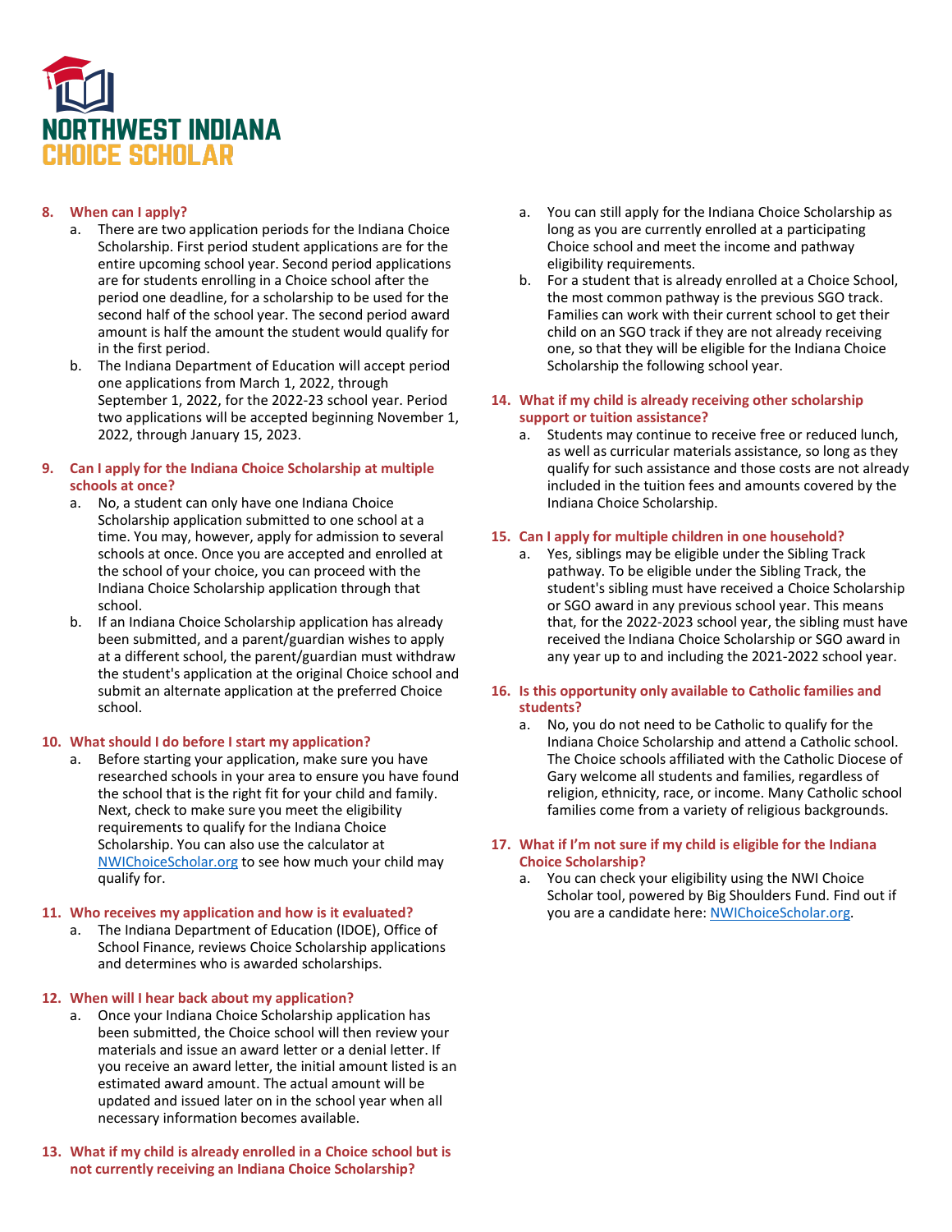**NORTHWEST INDIANA**
**CHOICE SCHOLAR**

8. **When can I apply?**
   a. There are two application periods for the Indiana Choice Scholarship. First period student applications are for the entire upcoming school year. Second period applications are for students enrolling in a Choice school after the period one deadline, for a scholarship to be used for the second half of the school year. The second period award amount is half the amount the student would qualify for in the first period.
   b. The Indiana Department of Education will accept period one applications from March 1, 2022, through September 1, 2022, for the 2022-23 school year. Period two applications will be accepted beginning November 1, 2022, through January 15, 2023.

9. **Can I apply for the Indiana Choice Scholarship at multiple schools at once?**
   a. No, a student can only have one Indiana Choice Scholarship application submitted to one school at a time. You may, however, apply for admission to several schools at once. Once you are accepted and enrolled at the school of your choice, you can proceed with the Indiana Choice Scholarship application through that school.
   b. If an Indiana Choice Scholarship application has already been submitted, and a parent/guardian wishes to apply at a different school, the parent/guardian must withdraw the student's application at the original Choice school and submit an alternate application at the preferred Choice school.

10. **What should I do before I start my application?**
    a. Before starting your application, make sure you have researched schools in your area to ensure you have found the school that is the right fit for your child and family. Next, check to make sure you meet the eligibility requirements to qualify for the Indiana Choice Scholarship. You can also use the calculator at NWIChoiceScholar.org to see how much your child may qualify for.

11. **Who receives my application and how is it evaluated?**
    a. The Indiana Department of Education (IDOE), Office of School Finance, reviews Choice Scholarship applications and determines who is awarded scholarships.

12. **When will I hear back about my application?**
    a. Once your Indiana Choice Scholarship application has been submitted, the Choice school will then review your materials and issue an award letter or a denial letter. If you receive an award letter, the initial amount listed is an estimated award amount. The actual amount will be updated and issued later on in the school year when all necessary information becomes available.

13. **What if my child is already enrolled in a Choice school but is not currently receiving an Indiana Choice Scholarship?**
    a. You can still apply for the Indiana Choice Scholarship as long as you are currently enrolled at a participating Choice school and meet the income and pathway eligibility requirements.
    b. For a student that is already enrolled at a Choice School, the most common pathway is the previous SGO track. Families can work with their current school to get their child on an SGO track if they are not already receiving one, so that they will be eligible for the Indiana Choice Scholarship the following school year.

14. **What if my child is already receiving other scholarship support or tuition assistance?**
    a. Students may continue to receive free or reduced lunch, as well as curricular materials assistance, so long as they qualify for such assistance and those costs are not already included in the tuition fees and amounts covered by the Indiana Choice Scholarship.

15. **Can I apply for multiple children in one household?**
    a. Yes, siblings may be eligible under the Sibling Track pathway. To be eligible under the Sibling Track, the student's sibling must have received a Choice Scholarship or SGO award in any previous school year. This means that, for the 2022-2023 school year, the sibling must have received the Indiana Choice Scholarship or SGO award in any year up to and including the 2021-2022 school year.

16. **Is this opportunity only available to Catholic families and students?**
    a. No, you do not need to be Catholic to qualify for the Indiana Choice Scholarship and attend a Catholic school. The Choice schools affiliated with the Catholic Diocese of Gary welcome all students and families, regardless of religion, ethnicity, race, or income. Many Catholic school families come from a variety of religious backgrounds.

17. **What if I'm not sure if my child is eligible for the Indiana Choice Scholarship?**
    a. You can check your eligibility using the NWI Choice Scholar tool, powered by Big Shoulders Fund. Find out if you are a candidate here: NWIChoiceScholar.org.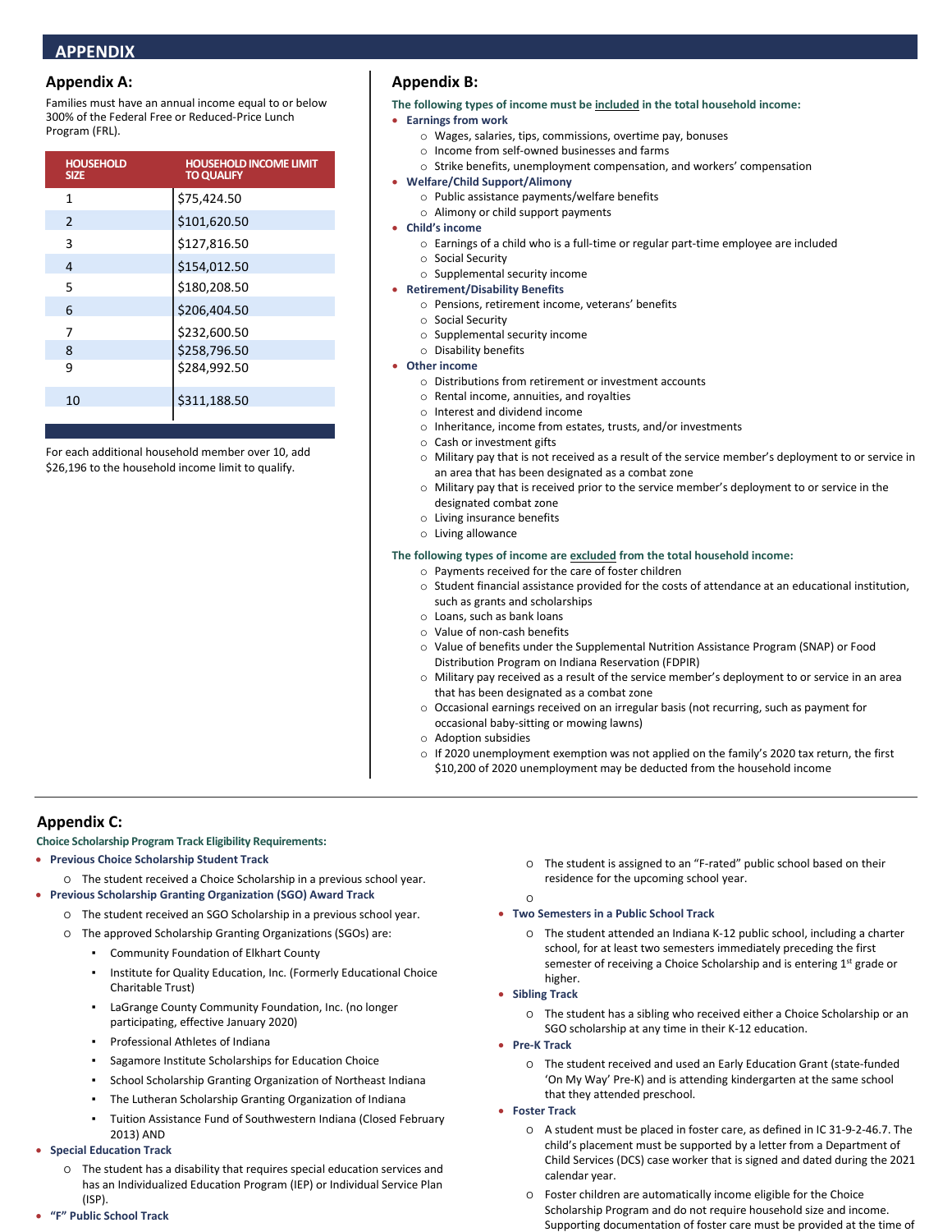# APPENDIX

## Appendix A:

Families must have an annual income equal to or below 300% of the Federal Free or Reduced-Price Lunch Program (FRL).

| HOUSEHOLD SIZE | HOUSEHOLD INCOME LIMIT TO QUALIFY |
|---|---|
| 1 | $75,424.50 |
| 2 | $101,620.50 |
| 3 | $127,816.50 |
| 4 | $154,012.50 |
| 5 | $180,208.50 |
| 6 | $206,404.50 |
| 7 | $232,600.50 |
| 8 | $258,796.50 |
| 9 | $284,992.50 |
| 10 | $311,188.50 |

For each additional household member over 10, add $26,196 to the household income limit to qualify.

## Appendix B:

**The following types of income must be included in the total household income:**

- **Earnings from work**
  - Wages, salaries, tips, commissions, overtime pay, bonuses
  - Income from self-owned businesses and farms
  - Strike benefits, unemployment compensation, and workers' compensation
- **Welfare/Child Support/Alimony**
  - Public assistance payments/welfare benefits
  - Alimony or child support payments
- **Child's income**
  - Earnings of a child who is a full-time or regular part-time employee are included
  - Social Security
  - Supplemental security income
- **Retirement/Disability Benefits**
  - Pensions, retirement income, veterans' benefits
  - Social Security
  - Supplemental security income
  - Disability benefits
- **Other income**
  - Distributions from retirement or investment accounts
  - Rental income, annuities, and royalties
  - Interest and dividend income
  - Inheritance, income from estates, trusts, and/or investments
  - Cash or investment gifts
  - Military pay that is not received as a result of the service member's deployment to or service in an area that has been designated as a combat zone
  - Military pay that is received prior to the service member's deployment to or service in the designated combat zone
  - Living insurance benefits
  - Living allowance

**The following types of income are excluded from the total household income:**

- Payments received for the care of foster children
- Student financial assistance provided for the costs of attendance at an educational institution, such as grants and scholarships
- Loans, such as bank loans
- Value of non-cash benefits
- Value of benefits under the Supplemental Nutrition Assistance Program (SNAP) or Food Distribution Program on Indiana Reservation (FDPIR)
- Military pay received as a result of the service member's deployment to or service in an area that has been designated as a combat zone
- Occasional earnings received on an irregular basis (not recurring, such as payment for occasional baby-sitting or mowing lawns)
- Adoption subsidies
- If 2020 unemployment exemption was not applied on the family's 2020 tax return, the first $10,200 of 2020 unemployment may be deducted from the household income

## Appendix C:

**Choice Scholarship Program Track Eligibility Requirements:**

- **Previous Choice Scholarship Student Track**
  - The student received a Choice Scholarship in a previous school year.
- **Previous Scholarship Granting Organization (SGO) Award Track**
  - The student received an SGO Scholarship in a previous school year.
  - The approved Scholarship Granting Organizations (SGOs) are:
    - Community Foundation of Elkhart County
    - Institute for Quality Education, Inc. (Formerly Educational Choice Charitable Trust)
    - LaGrange County Community Foundation, Inc. (no longer participating, effective January 2020)
    - Professional Athletes of Indiana
    - Sagamore Institute Scholarships for Education Choice
    - School Scholarship Granting Organization of Northeast Indiana
    - The Lutheran Scholarship Granting Organization of Indiana
    - Tuition Assistance Fund of Southwestern Indiana (Closed February 2013) AND
- **Special Education Track**
  - The student has a disability that requires special education services and has an Individualized Education Program (IEP) or Individual Service Plan (ISP).
- **"F" Public School Track**
  - The student is assigned to an "F-rated" public school based on their residence for the upcoming school year.
- **Two Semesters in a Public School Track**
  - The student attended an Indiana K-12 public school, including a charter school, for at least two semesters immediately preceding the first semester of receiving a Choice Scholarship and is entering 1st grade or higher.
- **Sibling Track**
  - The student has a sibling who received either a Choice Scholarship or an SGO scholarship at any time in their K-12 education.
- **Pre-K Track**
  - The student received and used an Early Education Grant (state-funded 'On My Way' Pre-K) and is attending kindergarten at the same school that they attended preschool.
- **Foster Track**
  - A student must be placed in foster care, as defined in IC 31-9-2-46.7. The child's placement must be supported by a letter from a Department of Child Services (DCS) case worker that is signed and dated during the 2021 calendar year.
  - Foster children are automatically income eligible for the Choice Scholarship Program and do not require household size and income. Supporting documentation of foster care must be provided at the time of